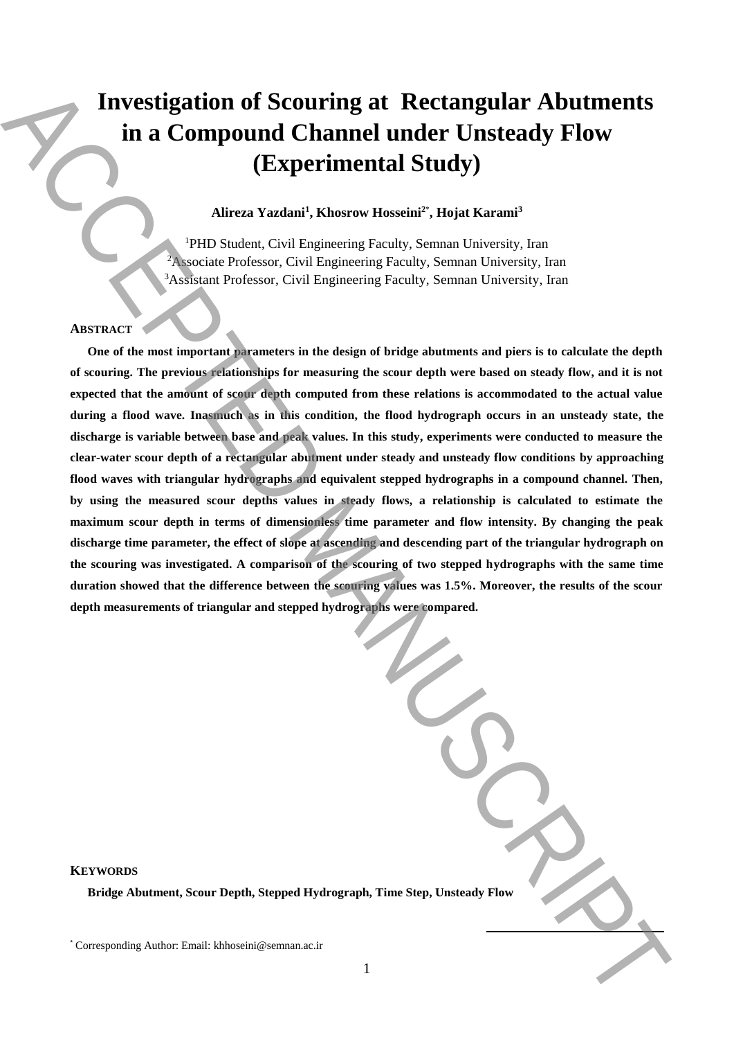# Investigation of Scouring at Rectangular Abutments in a Compound Channel under Unsteady Flow (Experimental Study)

**Alireza Yazdani[1], Khosrow Hosseini[2*], Hojat Karami[3]**

[1]PHD Student, Civil Engineering Faculty, Semnan University, Iran
[2]Associate Professor, Civil Engineering Faculty, Semnan University, Iran
[3]Assistant Professor, Civil Engineering Faculty, Semnan University, Iran

## ABSTRACT

**One of the most important parameters in the design of bridge abutments and piers is to calculate the depth of scouring. The previous relationships for measuring the scour depth were based on steady flow, and it is not expected that the amount of scour depth computed from these relations is accommodated to the actual value during a flood wave. Inasmuch as in this condition, the flood hydrograph occurs in an unsteady state, the discharge is variable between base and peak values. In this study, experiments were conducted to measure the clear-water scour depth of a rectangular abutment under steady and unsteady flow conditions by approaching flood waves with triangular hydrographs and equivalent stepped hydrographs in a compound channel. Then, by using the measured scour depths values in steady flows, a relationship is calculated to estimate the maximum scour depth in terms of dimensionless time parameter and flow intensity. By changing the peak discharge time parameter, the effect of slope at ascending and descending part of the triangular hydrograph on the scouring was investigated. A comparison of the scouring of two stepped hydrographs with the same time duration showed that the difference between the scouring values was 1.5%. Moreover, the results of the scour depth measurements of triangular and stepped hydrographs were compared.**

## KEYWORDS

**Bridge Abutment, Scour Depth, Stepped Hydrograph, Time Step, Unsteady Flow**

[*] Corresponding Author: Email: khhoseini@semnan.ac.ir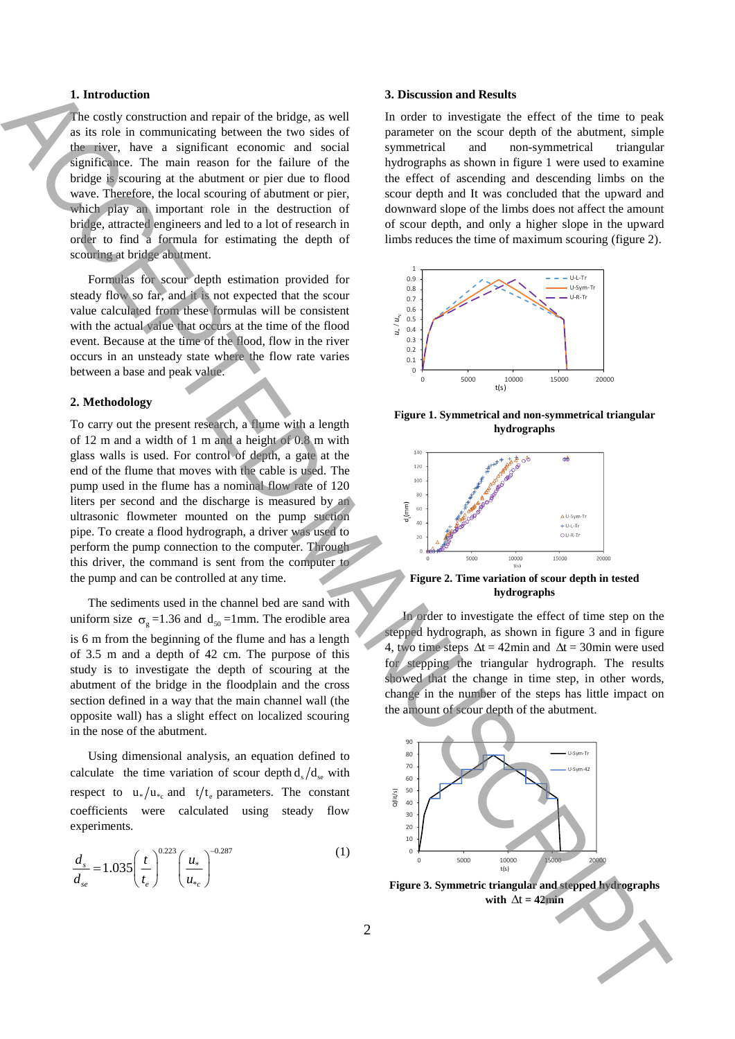## 1. Introduction

The costly construction and repair of the bridge, as well as its role in communicating between the two sides of the river, have a significant economic and social significance. The main reason for the failure of the bridge is scouring at the abutment or pier due to flood wave. Therefore, the local scouring of abutment or pier, which play an important role in the destruction of bridge, attracted engineers and led to a lot of research in order to find a formula for estimating the depth of scouring at bridge abutment.

Formulas for scour depth estimation provided for steady flow so far, and it is not expected that the scour value calculated from these formulas will be consistent with the actual value that occurs at the time of the flood event. Because at the time of the flood, flow in the river occurs in an unsteady state where the flow rate varies between a base and peak value.

## 2. Methodology

To carry out the present research, a flume with a length of 12 m and a width of 1 m and a height of 0.8 m with glass walls is used. For control of depth, a gate at the end of the flume that moves with the cable is used. The pump used in the flume has a nominal flow rate of 120 liters per second and the discharge is measured by an ultrasonic flowmeter mounted on the pump suction pipe. To create a flood hydrograph, a driver was used to perform the pump connection to the computer. Through this driver, the command is sent from the computer to the pump and can be controlled at any time.

The sediments used in the channel bed are sand with uniform size $\sigma_g$ =1.36 and $d_{50}$ =1mm. The erodible area is 6 m from the beginning of the flume and has a length of 3.5 m and a depth of 42 cm. The purpose of this study is to investigate the depth of scouring at the abutment of the bridge in the floodplain and the cross section defined in a way that the main channel wall (the opposite wall) has a slight effect on localized scouring in the nose of the abutment.

Using dimensional analysis, an equation defined to calculate the time variation of scour depth $d_s/d_{se}$ with respect to $u_*/u_{*c}$ and $t/t_e$ parameters. The constant coefficients were calculated using steady flow experiments.

$$\frac{d_s}{d_{se}} = 1.035\left(\frac{t}{t_e}\right)^{0.223}\left(\frac{u_*}{u_{*c}}\right)^{-0.287} \quad (1)$$

## 3. Discussion and Results

In order to investigate the effect of the time to peak parameter on the scour depth of the abutment, simple symmetrical and non-symmetrical triangular hydrographs as shown in figure 1 were used to examine the effect of ascending and descending limbs on the scour depth and It was concluded that the upward and downward slope of the limbs does not affect the amount of scour depth, and only a higher slope in the upward limbs reduces the time of maximum scouring (figure 2).

**Figure 1. Symmetrical and non-symmetrical triangular hydrographs**

**Figure 2. Time variation of scour depth in tested hydrographs**

In order to investigate the effect of time step on the stepped hydrograph, as shown in figure 3 and in figure 4, two time steps $\Delta t$ = 42min and $\Delta t$ = 30min were used for stepping the triangular hydrograph. The results showed that the change in time step, in other words, change in the number of the steps has little impact on the amount of scour depth of the abutment.

**Figure 3. Symmetric triangular and stepped hydrographs with $\Delta t$ = 42min**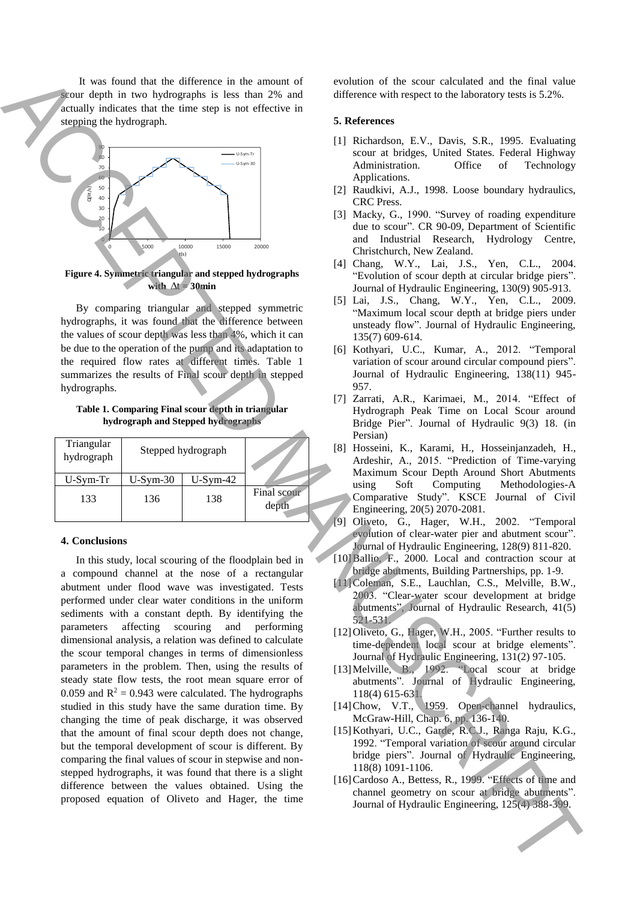It was found that the difference in the amount of scour depth in two hydrographs is less than 2% and actually indicates that the time step is not effective in stepping the hydrograph.

90
80
70
60
50
40
30
20
10
0
Q(lit/s)
0 5000 10000 15000 20000
t(s)
U-Sym-Tr
U-Sym-30

**Figure 4. Symmetric triangular and stepped hydrographs with $\Delta t = 30$min**

By comparing triangular and stepped symmetric hydrographs, it was found that the difference between the values of scour depth was less than 4%, which it can be due to the operation of the pump and its adaptation to the required flow rates at different times. Table 1 summarizes the results of Final scour depth in stepped hydrographs.

**Table 1. Comparing Final scour depth in triangular hydrograph and Stepped hydrographs**

| Triangular hydrograph | Stepped hydrograph | | |
|---|---|---|---|
| U-Sym-Tr | U-Sym-30 | U-Sym-42 | |
| 133 | 136 | 138 | Final scour depth |

## 4. Conclusions

In this study, local scouring of the floodplain bed in a compound channel at the nose of a rectangular abutment under flood wave was investigated. Tests performed under clear water conditions in the uniform sediments with a constant depth. By identifying the parameters affecting scouring and performing dimensional analysis, a relation was defined to calculate the scour temporal changes in terms of dimensionless parameters in the problem. Then, using the results of steady state flow tests, the root mean square error of 0.059 and $R^2 = 0.943$ were calculated. The hydrographs studied in this study have the same duration time. By changing the time of peak discharge, it was observed that the amount of final scour depth does not change, but the temporal development of scour is different. By comparing the final values of scour in stepwise and non-stepped hydrographs, it was found that there is a slight difference between the values obtained. Using the proposed equation of Oliveto and Hager, the time evolution of the scour calculated and the final value difference with respect to the laboratory tests is 5.2%.

## 5. References

[1] Richardson, E.V., Davis, S.R., 1995. Evaluating scour at bridges, United States. Federal Highway Administration. Office of Technology Applications.

[2] Raudkivi, A.J., 1998. Loose boundary hydraulics, CRC Press.

[3] Macky, G., 1990. "Survey of roading expenditure due to scour". CR 90-09, Department of Scientific and Industrial Research, Hydrology Centre, Christchurch, New Zealand.

[4] Chang, W.Y., Lai, J.S., Yen, C.L., 2004. "Evolution of scour depth at circular bridge piers". Journal of Hydraulic Engineering, 130(9) 905-913.

[5] Lai, J.S., Chang, W.Y., Yen, C.L., 2009. "Maximum local scour depth at bridge piers under unsteady flow". Journal of Hydraulic Engineering, 135(7) 609-614.

[6] Kothyari, U.C., Kumar, A., 2012. "Temporal variation of scour around circular compound piers". Journal of Hydraulic Engineering, 138(11) 945-957.

[7] Zarrati, A.R., Karimaei, M., 2014. "Effect of Hydrograph Peak Time on Local Scour around Bridge Pier". Journal of Hydraulic 9(3) 18. (in Persian)

[8] Hosseini, K., Karami, H., Hosseinjanzadeh, H., Ardeshir, A., 2015. "Prediction of Time-varying Maximum Scour Depth Around Short Abutments using Soft Computing Methodologies-A Comparative Study". KSCE Journal of Civil Engineering, 20(5) 2070-2081.

[9] Oliveto, G., Hager, W.H., 2002. "Temporal evolution of clear-water pier and abutment scour". Journal of Hydraulic Engineering, 128(9) 811-820.

[10] Ballio, F., 2000. Local and contraction scour at bridge abutments, Building Partnerships, pp. 1-9.

[11] Coleman, S.E., Lauchlan, C.S., Melville, B.W., 2003. "Clear-water scour development at bridge abutments". Journal of Hydraulic Research, 41(5) 521-531.

[12] Oliveto, G., Hager, W.H., 2005. "Further results to time-dependent local scour at bridge elements". Journal of Hydraulic Engineering, 131(2) 97-105.

[13] Melville, B., 1992. "Local scour at bridge abutments". Journal of Hydraulic Engineering, 118(4) 615-631.

[14] Chow, V.T., 1959. Open-channel hydraulics, McGraw-Hill, Chap. 6, pp. 136-140.

[15] Kothyari, U.C., Garde, R.C.J., Ranga Raju, K.G., 1992. "Temporal variation of scour around circular bridge piers". Journal of Hydraulic Engineering, 118(8) 1091-1106.

[16] Cardoso A., Bettess, R., 1999. "Effects of time and channel geometry on scour at bridge abutments". Journal of Hydraulic Engineering, 125(4) 388-399.